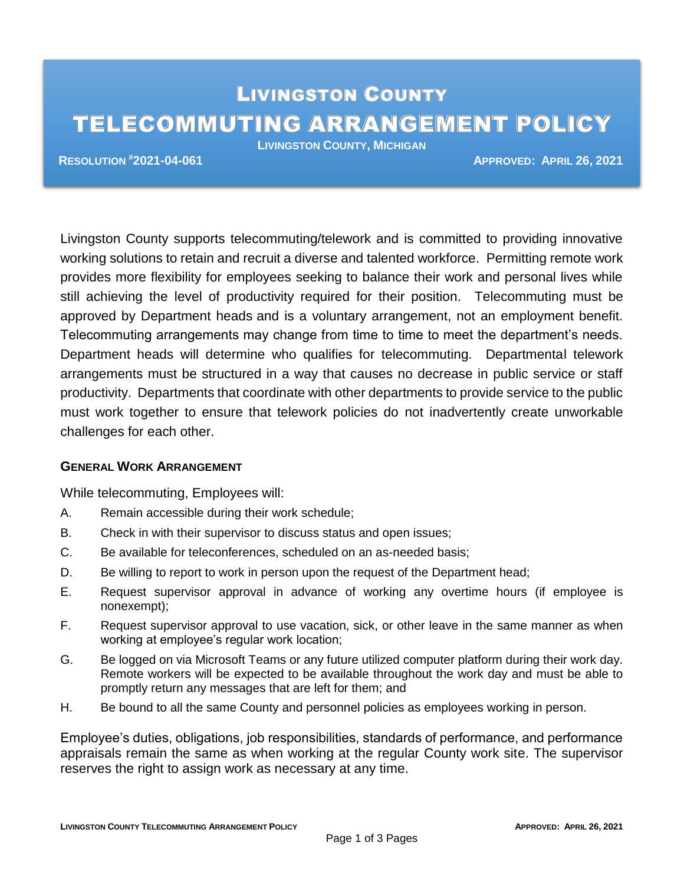# Livingston County

# TELECOMMUTING ARRANGEMENT POLICY

**Livingston County, Michigan**

**Resolution #2021-04-061** | **Approved: April 26, 2021**

Livingston County supports telecommuting/telework and is committed to providing innovative working solutions to retain and recruit a diverse and talented workforce. Permitting remote work provides more flexibility for employees seeking to balance their work and personal lives while still achieving the level of productivity required for their position. Telecommuting must be approved by Department heads and is a voluntary arrangement, not an employment benefit. Telecommuting arrangements may change from time to time to meet the department's needs. Department heads will determine who qualifies for telecommuting. Departmental telework arrangements must be structured in a way that causes no decrease in public service or staff productivity. Departments that coordinate with other departments to provide service to the public must work together to ensure that telework policies do not inadvertently create unworkable challenges for each other.

### General Work Arrangement

While telecommuting, Employees will:

A. Remain accessible during their work schedule;

B. Check in with their supervisor to discuss status and open issues;

C. Be available for teleconferences, scheduled on an as-needed basis;

D. Be willing to report to work in person upon the request of the Department head;

E. Request supervisor approval in advance of working any overtime hours (if employee is nonexempt);

F. Request supervisor approval to use vacation, sick, or other leave in the same manner as when working at employee's regular work location;

G. Be logged on via Microsoft Teams or any future utilized computer platform during their work day. Remote workers will be expected to be available throughout the work day and must be able to promptly return any messages that are left for them; and

H. Be bound to all the same County and personnel policies as employees working in person.

Employee's duties, obligations, job responsibilities, standards of performance, and performance appraisals remain the same as when working at the regular County work site. The supervisor reserves the right to assign work as necessary at any time.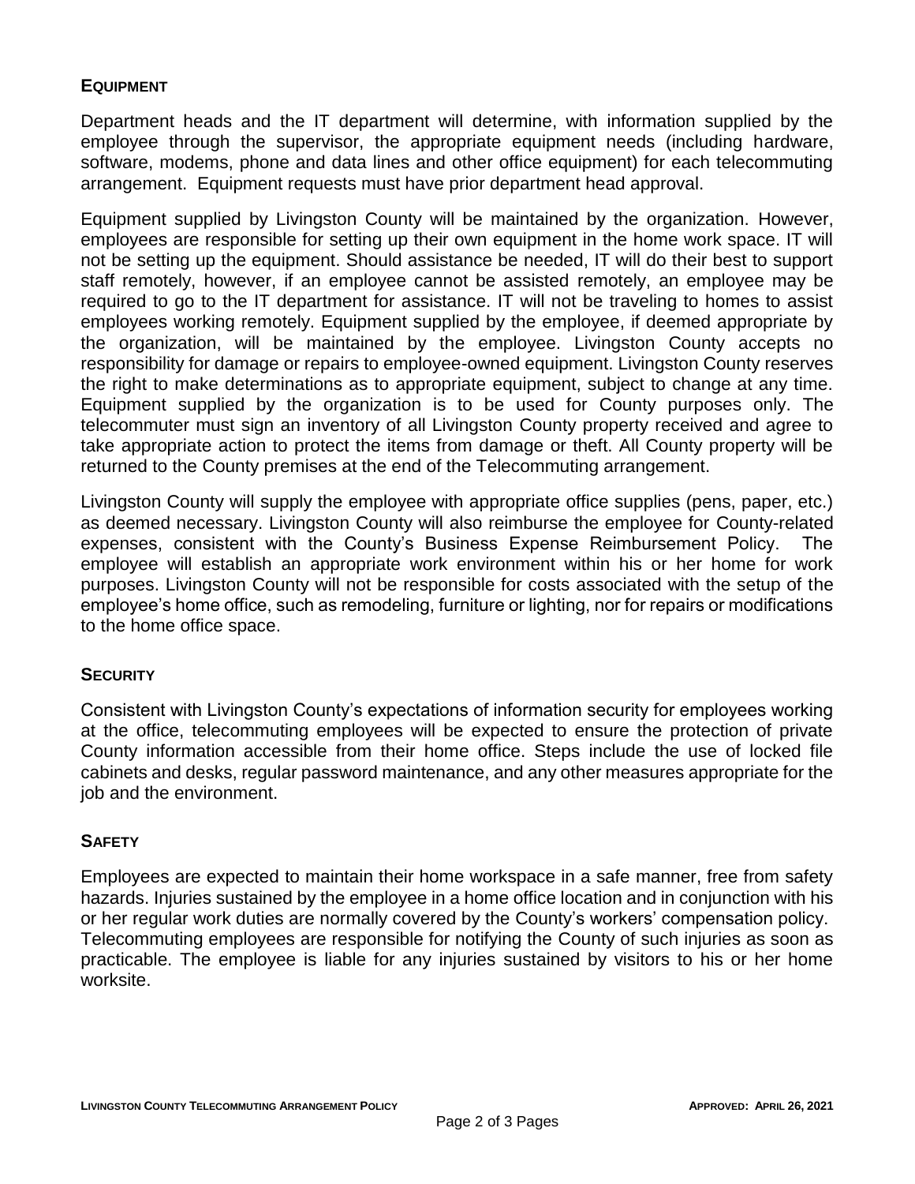## Equipment

Department heads and the IT department will determine, with information supplied by the employee through the supervisor, the appropriate equipment needs (including hardware, software, modems, phone and data lines and other office equipment) for each telecommuting arrangement. Equipment requests must have prior department head approval.

Equipment supplied by Livingston County will be maintained by the organization. However, employees are responsible for setting up their own equipment in the home work space. IT will not be setting up the equipment. Should assistance be needed, IT will do their best to support staff remotely, however, if an employee cannot be assisted remotely, an employee may be required to go to the IT department for assistance. IT will not be traveling to homes to assist employees working remotely. Equipment supplied by the employee, if deemed appropriate by the organization, will be maintained by the employee. Livingston County accepts no responsibility for damage or repairs to employee-owned equipment. Livingston County reserves the right to make determinations as to appropriate equipment, subject to change at any time. Equipment supplied by the organization is to be used for County purposes only. The telecommuter must sign an inventory of all Livingston County property received and agree to take appropriate action to protect the items from damage or theft. All County property will be returned to the County premises at the end of the Telecommuting arrangement.

Livingston County will supply the employee with appropriate office supplies (pens, paper, etc.) as deemed necessary. Livingston County will also reimburse the employee for County-related expenses, consistent with the County's Business Expense Reimbursement Policy. The employee will establish an appropriate work environment within his or her home for work purposes. Livingston County will not be responsible for costs associated with the setup of the employee's home office, such as remodeling, furniture or lighting, nor for repairs or modifications to the home office space.

## Security

Consistent with Livingston County's expectations of information security for employees working at the office, telecommuting employees will be expected to ensure the protection of private County information accessible from their home office. Steps include the use of locked file cabinets and desks, regular password maintenance, and any other measures appropriate for the job and the environment.

## Safety

Employees are expected to maintain their home workspace in a safe manner, free from safety hazards. Injuries sustained by the employee in a home office location and in conjunction with his or her regular work duties are normally covered by the County's workers' compensation policy. Telecommuting employees are responsible for notifying the County of such injuries as soon as practicable. The employee is liable for any injuries sustained by visitors to his or her home worksite.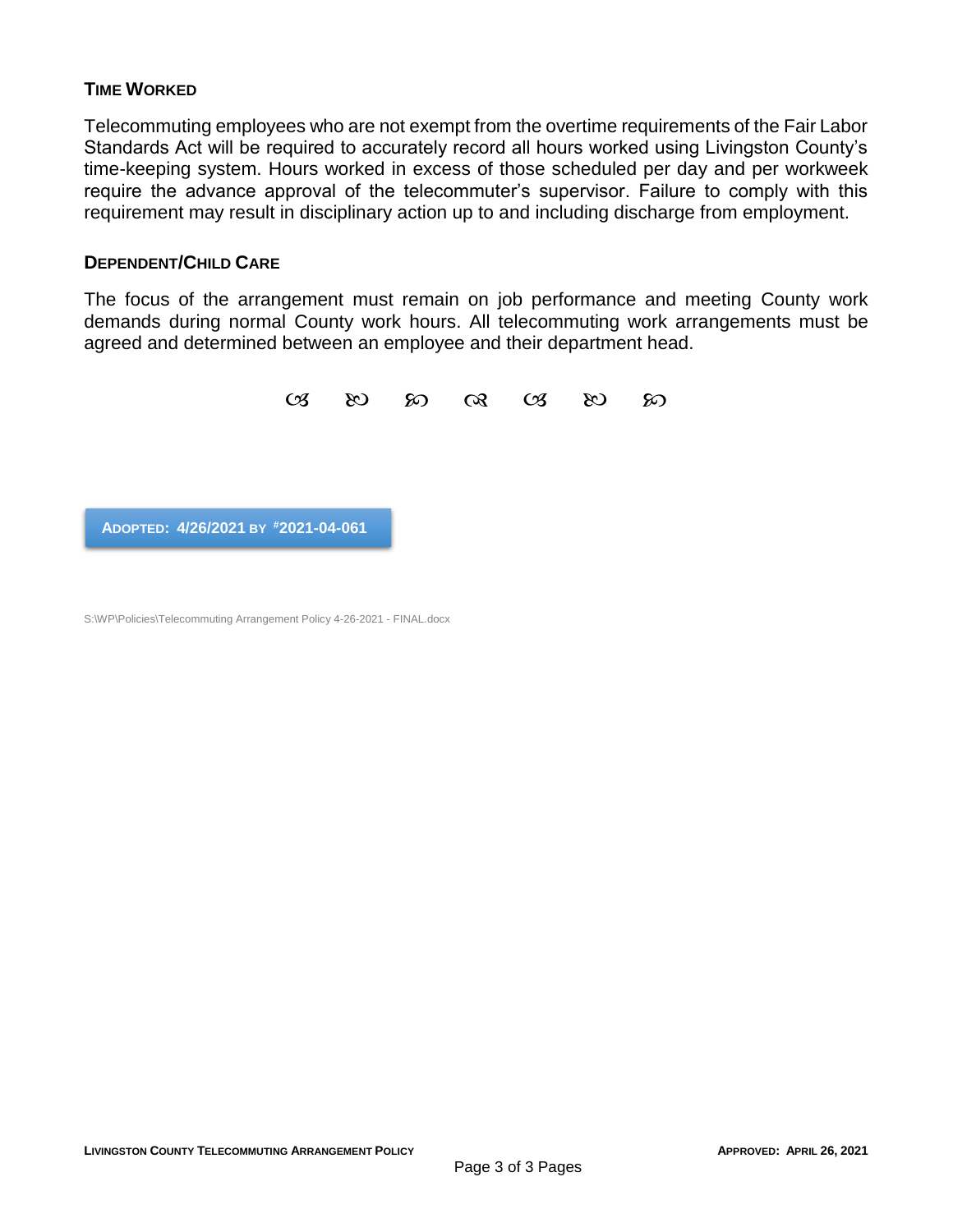### TIME WORKED

Telecommuting employees who are not exempt from the overtime requirements of the Fair Labor Standards Act will be required to accurately record all hours worked using Livingston County's time-keeping system. Hours worked in excess of those scheduled per day and per workweek require the advance approval of the telecommuter's supervisor. Failure to comply with this requirement may result in disciplinary action up to and including discharge from employment.

### DEPENDENT/CHILD CARE

The focus of the arrangement must remain on job performance and meeting County work demands during normal County work hours. All telecommuting work arrangements must be agreed and determined between an employee and their department head.

☙ ❧ ☙ ❧ ☙ ❧ ☙

**ADOPTED: 4/26/2021 BY #2021-04-061**

S:\WP\Policies\Telecommuting Arrangement Policy 4-26-2021 - FINAL.docx